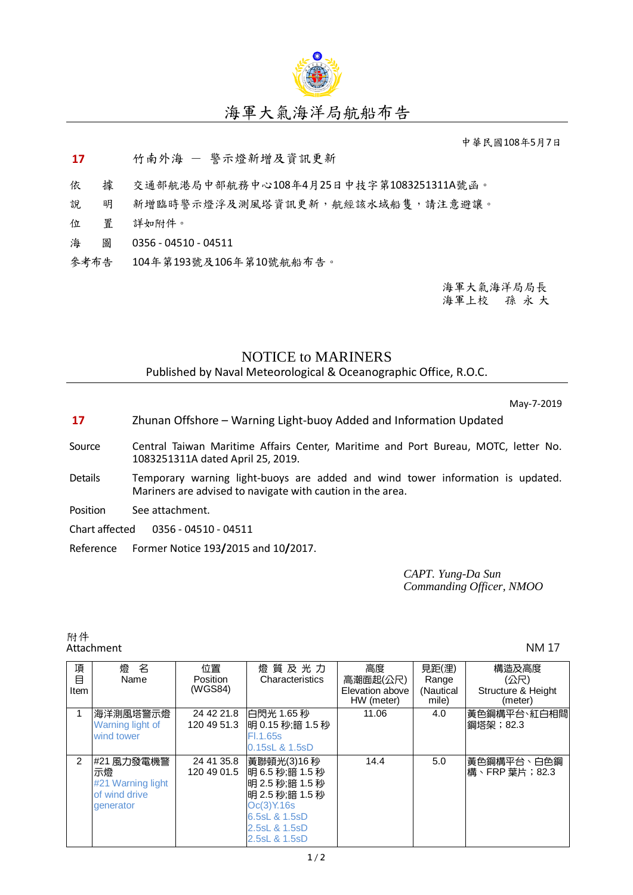# 海軍大氣海洋局航船布告

中華民國108年5月7日

**17** 竹南外海 — 警示燈新增及資訊更新

依　　據　交通部航港局中部航務中心108年4月25日中技字第1083251311A號函。

說　　明　新增臨時警示燈浮及測風塔資訊更新，航經該水域船隻，請注意避讓。

位　　置　詳如附件。

海　　圖　0356 - 04510 - 04511

參考布告　104年第193號及106年第10號航船布告。

海軍大氣海洋局局長
海軍上校　孫 永 大

## NOTICE to MARINERS

Published by Naval Meteorological & Oceanographic Office, R.O.C.

May-7-2019

**17** Zhunan Offshore – Warning Light-buoy Added and Information Updated

Source　Central Taiwan Maritime Affairs Center, Maritime and Port Bureau, MOTC, letter No. 1083251311A dated April 25, 2019.

Details　Temporary warning light-buoys are added and wind tower information is updated. Mariners are advised to navigate with caution in the area.

Position　See attachment.

Chart affected　0356 - 04510 - 04511

Reference　Former Notice 193/2015 and 10/2017.

*CAPT. Yung-Da Sun*
*Commanding Officer, NMOO*

附件
Attachment　　NM 17

| 項目 Item | 燈 名 Name | 位置 Position (WGS84) | 燈 質 及 光 力 Characteristics | 高度 高潮面起(公尺) Elevation above HW (meter) | 見距(浬) Range (Nautical mile) | 構造及高度 (公尺) Structure & Height (meter) |
|---|---|---|---|---|---|---|
| 1 | 海洋測風塔警示燈 Warning light of wind tower | 24 42 21.8 120 49 51.3 | 白閃光 1.65 秒 明 0.15 秒;暗 1.5 秒 Fl.1.65s 0.15sL & 1.5sD | 11.06 | 4.0 | 黃色鋼構平台、紅白相間鋼塔架；82.3 |
| 2 | #21 風力發電機警示燈 #21 Warning light of wind drive generator | 24 41 35.8 120 49 01.5 | 黃聯頓光(3)16 秒 明 6.5 秒;暗 1.5 秒 明 2.5 秒;暗 1.5 秒 明 2.5 秒;暗 1.5 秒 Oc(3)Y.16s 6.5sL & 1.5sD 2.5sL & 1.5sD 2.5sL & 1.5sD | 14.4 | 5.0 | 黃色鋼構平台、白色鋼構、FRP 葉片；82.3 |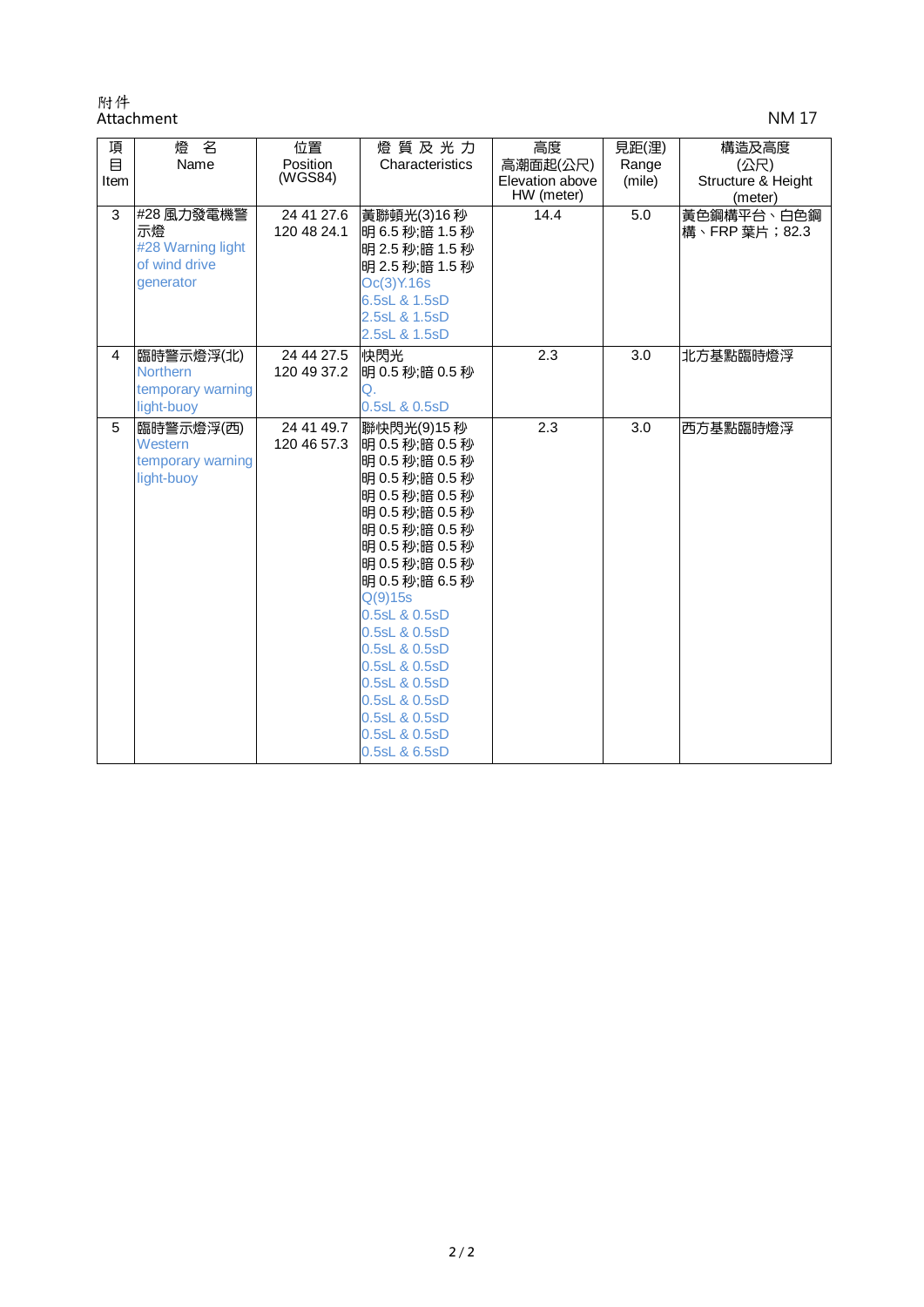附件
Attachment

NM 17

| 項目 Item | 燈 名 Name | 位置 Position (WGS84) | 燈 質 及 光 力 Characteristics | 高度 高潮面起(公尺) Elevation above HW (meter) | 見距(浬) Range (mile) | 構造及高度 (公尺) Structure & Height (meter) |
|---|---|---|---|---|---|---|
| 3 | #28 風力發電機警示燈<br>#28 Warning light of wind drive generator | 24 41 27.6<br>120 48 24.1 | 黃聯頓光(3)16 秒<br>明 6.5 秒;暗 1.5 秒<br>明 2.5 秒;暗 1.5 秒<br>明 2.5 秒;暗 1.5 秒<br>Oc(3)Y.16s<br>6.5sL & 1.5sD<br>2.5sL & 1.5sD<br>2.5sL & 1.5sD | 14.4 | 5.0 | 黃色鋼構平台、白色鋼構、FRP 葉片；82.3 |
| 4 | 臨時警示燈浮(北)<br>Northern temporary warning light-buoy | 24 44 27.5<br>120 49 37.2 | 快閃光<br>明 0.5 秒;暗 0.5 秒<br>Q.<br>0.5sL & 0.5sD | 2.3 | 3.0 | 北方基點臨時燈浮 |
| 5 | 臨時警示燈浮(西)<br>Western temporary warning light-buoy | 24 41 49.7<br>120 46 57.3 | 聯快閃光(9)15 秒<br>明 0.5 秒;暗 0.5 秒<br>明 0.5 秒;暗 0.5 秒<br>明 0.5 秒;暗 0.5 秒<br>明 0.5 秒;暗 0.5 秒<br>明 0.5 秒;暗 0.5 秒<br>明 0.5 秒;暗 0.5 秒<br>明 0.5 秒;暗 0.5 秒<br>明 0.5 秒;暗 0.5 秒<br>明 0.5 秒;暗 6.5 秒<br>Q(9)15s<br>0.5sL & 0.5sD<br>0.5sL & 0.5sD<br>0.5sL & 0.5sD<br>0.5sL & 0.5sD<br>0.5sL & 0.5sD<br>0.5sL & 0.5sD<br>0.5sL & 0.5sD<br>0.5sL & 0.5sD<br>0.5sL & 6.5sD | 2.3 | 3.0 | 西方基點臨時燈浮 |